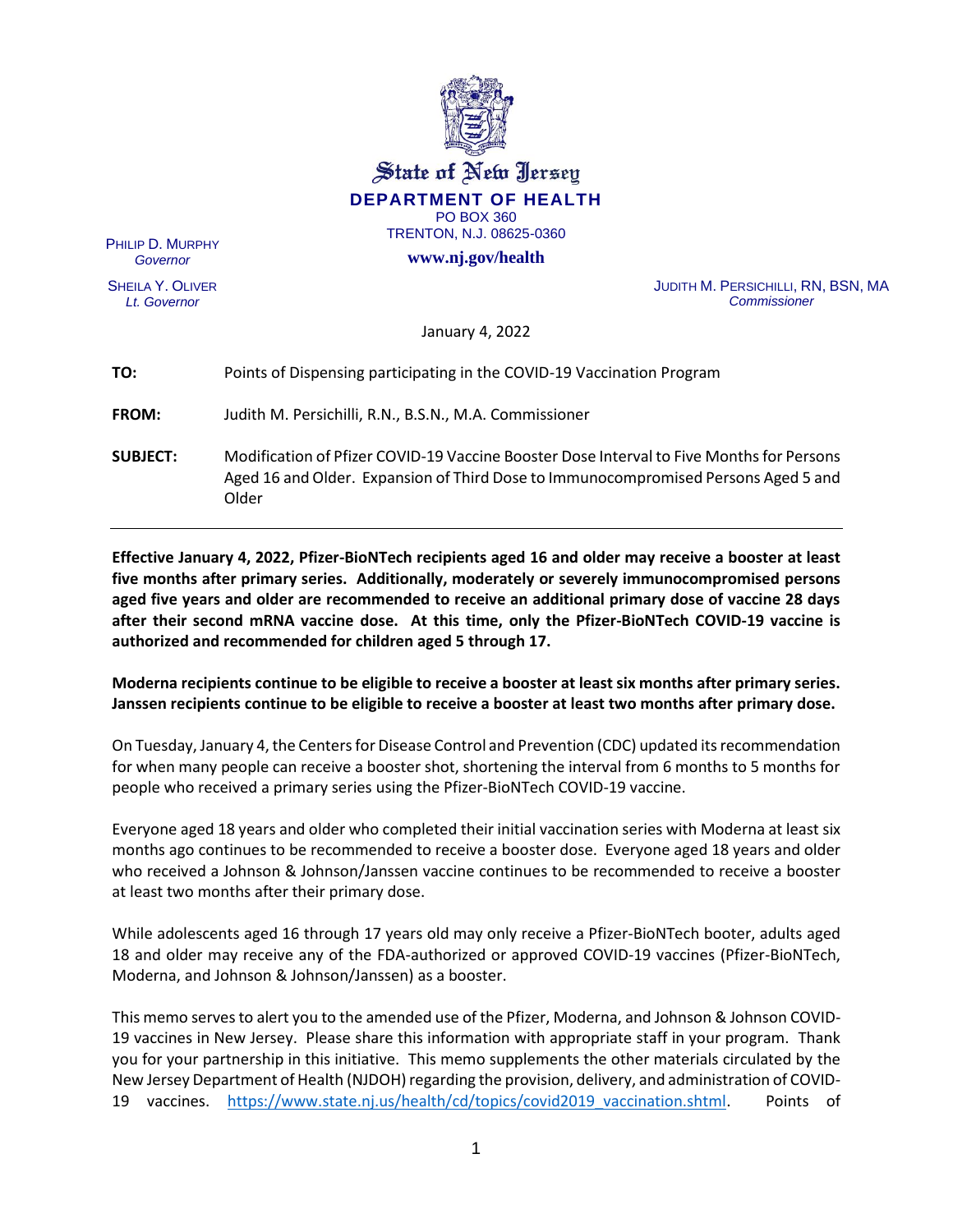State of New Jersey

**DEPARTMENT OF HEALTH**

PO BOX 360

TRENTON, N.J. 08625-0360

**www.nj.gov/health**

PHILIP D. MURPHY
*Governor*

SHEILA Y. OLIVER
*Lt. Governor*

JUDITH M. PERSICHILLI, RN, BSN, MA
*Commissioner*

January 4, 2022

**TO:** Points of Dispensing participating in the COVID-19 Vaccination Program

**FROM:** Judith M. Persichilli, R.N., B.S.N., M.A. Commissioner

**SUBJECT:** Modification of Pfizer COVID-19 Vaccine Booster Dose Interval to Five Months for Persons Aged 16 and Older. Expansion of Third Dose to Immunocompromised Persons Aged 5 and Older

---

**Effective January 4, 2022, Pfizer-BioNTech recipients aged 16 and older may receive a booster at least five months after primary series. Additionally, moderately or severely immunocompromised persons aged five years and older are recommended to receive an additional primary dose of vaccine 28 days after their second mRNA vaccine dose. At this time, only the Pfizer-BioNTech COVID-19 vaccine is authorized and recommended for children aged 5 through 17.**

**Moderna recipients continue to be eligible to receive a booster at least six months after primary series. Janssen recipients continue to be eligible to receive a booster at least two months after primary dose.**

On Tuesday, January 4, the Centers for Disease Control and Prevention (CDC) updated its recommendation for when many people can receive a booster shot, shortening the interval from 6 months to 5 months for people who received a primary series using the Pfizer-BioNTech COVID-19 vaccine.

Everyone aged 18 years and older who completed their initial vaccination series with Moderna at least six months ago continues to be recommended to receive a booster dose. Everyone aged 18 years and older who received a Johnson & Johnson/Janssen vaccine continues to be recommended to receive a booster at least two months after their primary dose.

While adolescents aged 16 through 17 years old may only receive a Pfizer-BioNTech booter, adults aged 18 and older may receive any of the FDA-authorized or approved COVID-19 vaccines (Pfizer-BioNTech, Moderna, and Johnson & Johnson/Janssen) as a booster.

This memo serves to alert you to the amended use of the Pfizer, Moderna, and Johnson & Johnson COVID-19 vaccines in New Jersey. Please share this information with appropriate staff in your program. Thank you for your partnership in this initiative. This memo supplements the other materials circulated by the New Jersey Department of Health (NJDOH) regarding the provision, delivery, and administration of COVID-19 vaccines. https://www.state.nj.us/health/cd/topics/covid2019_vaccination.shtml. Points of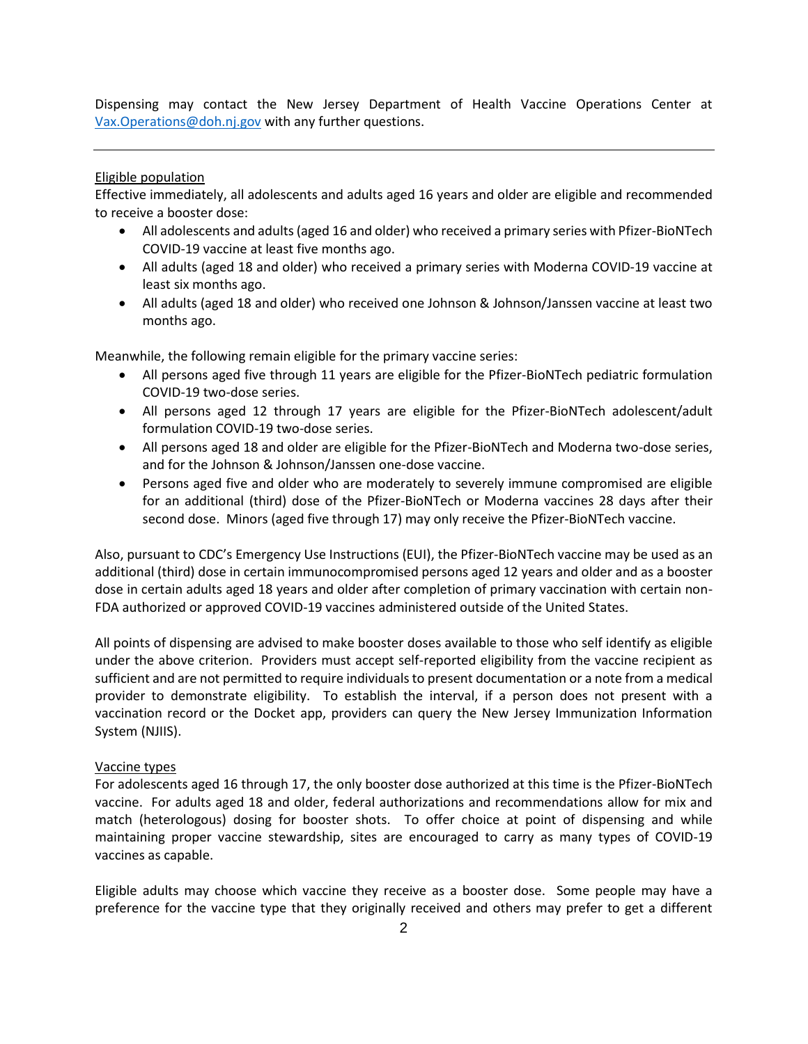Dispensing may contact the New Jersey Department of Health Vaccine Operations Center at [Vax.Operations@doh.nj.gov](mailto:Vax.Operations@doh.nj.gov) with any further questions.

---

Eligible population

Effective immediately, all adolescents and adults aged 16 years and older are eligible and recommended to receive a booster dose:

- All adolescents and adults (aged 16 and older) who received a primary series with Pfizer-BioNTech COVID-19 vaccine at least five months ago.
- All adults (aged 18 and older) who received a primary series with Moderna COVID-19 vaccine at least six months ago.
- All adults (aged 18 and older) who received one Johnson & Johnson/Janssen vaccine at least two months ago.

Meanwhile, the following remain eligible for the primary vaccine series:

- All persons aged five through 11 years are eligible for the Pfizer-BioNTech pediatric formulation COVID-19 two-dose series.
- All persons aged 12 through 17 years are eligible for the Pfizer-BioNTech adolescent/adult formulation COVID-19 two-dose series.
- All persons aged 18 and older are eligible for the Pfizer-BioNTech and Moderna two-dose series, and for the Johnson & Johnson/Janssen one-dose vaccine.
- Persons aged five and older who are moderately to severely immune compromised are eligible for an additional (third) dose of the Pfizer-BioNTech or Moderna vaccines 28 days after their second dose. Minors (aged five through 17) may only receive the Pfizer-BioNTech vaccine.

Also, pursuant to CDC's Emergency Use Instructions (EUI), the Pfizer-BioNTech vaccine may be used as an additional (third) dose in certain immunocompromised persons aged 12 years and older and as a booster dose in certain adults aged 18 years and older after completion of primary vaccination with certain non-FDA authorized or approved COVID-19 vaccines administered outside of the United States.

All points of dispensing are advised to make booster doses available to those who self identify as eligible under the above criterion. Providers must accept self-reported eligibility from the vaccine recipient as sufficient and are not permitted to require individuals to present documentation or a note from a medical provider to demonstrate eligibility. To establish the interval, if a person does not present with a vaccination record or the Docket app, providers can query the New Jersey Immunization Information System (NJIIS).

Vaccine types

For adolescents aged 16 through 17, the only booster dose authorized at this time is the Pfizer-BioNTech vaccine. For adults aged 18 and older, federal authorizations and recommendations allow for mix and match (heterologous) dosing for booster shots. To offer choice at point of dispensing and while maintaining proper vaccine stewardship, sites are encouraged to carry as many types of COVID-19 vaccines as capable.

Eligible adults may choose which vaccine they receive as a booster dose. Some people may have a preference for the vaccine type that they originally received and others may prefer to get a different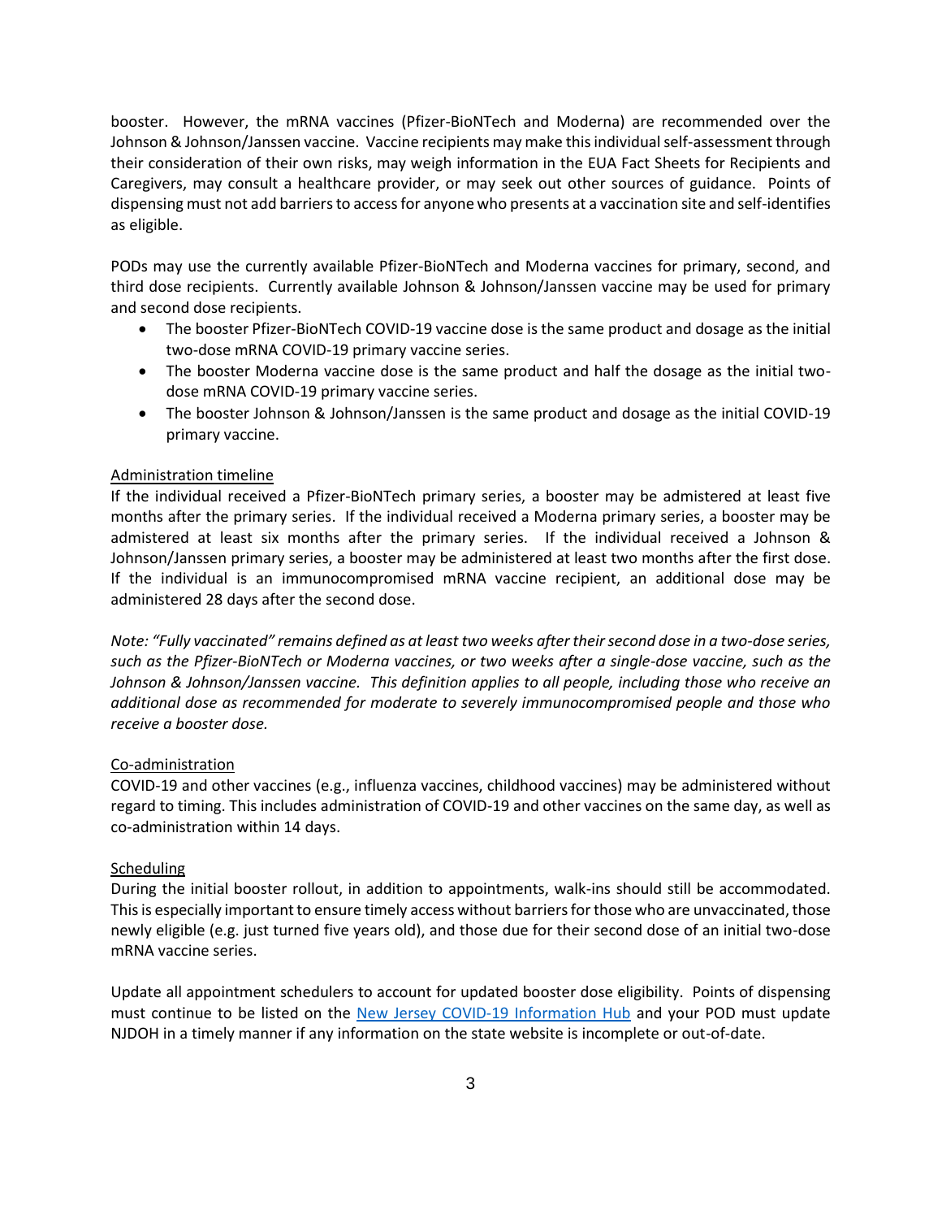booster. However, the mRNA vaccines (Pfizer-BioNTech and Moderna) are recommended over the Johnson & Johnson/Janssen vaccine. Vaccine recipients may make this individual self-assessment through their consideration of their own risks, may weigh information in the EUA Fact Sheets for Recipients and Caregivers, may consult a healthcare provider, or may seek out other sources of guidance. Points of dispensing must not add barriers to access for anyone who presents at a vaccination site and self-identifies as eligible.

PODs may use the currently available Pfizer-BioNTech and Moderna vaccines for primary, second, and third dose recipients. Currently available Johnson & Johnson/Janssen vaccine may be used for primary and second dose recipients.

- The booster Pfizer-BioNTech COVID-19 vaccine dose is the same product and dosage as the initial two-dose mRNA COVID-19 primary vaccine series.
- The booster Moderna vaccine dose is the same product and half the dosage as the initial two-dose mRNA COVID-19 primary vaccine series.
- The booster Johnson & Johnson/Janssen is the same product and dosage as the initial COVID-19 primary vaccine.

Administration timeline

If the individual received a Pfizer-BioNTech primary series, a booster may be admistered at least five months after the primary series. If the individual received a Moderna primary series, a booster may be admistered at least six months after the primary series. If the individual received a Johnson & Johnson/Janssen primary series, a booster may be administered at least two months after the first dose. If the individual is an immunocompromised mRNA vaccine recipient, an additional dose may be administered 28 days after the second dose.

*Note: "Fully vaccinated" remains defined as at least two weeks after their second dose in a two-dose series, such as the Pfizer-BioNTech or Moderna vaccines, or two weeks after a single-dose vaccine, such as the Johnson & Johnson/Janssen vaccine. This definition applies to all people, including those who receive an additional dose as recommended for moderate to severely immunocompromised people and those who receive a booster dose.*

Co-administration

COVID-19 and other vaccines (e.g., influenza vaccines, childhood vaccines) may be administered without regard to timing. This includes administration of COVID-19 and other vaccines on the same day, as well as co-administration within 14 days.

Scheduling

During the initial booster rollout, in addition to appointments, walk-ins should still be accommodated. This is especially important to ensure timely access without barriers for those who are unvaccinated, those newly eligible (e.g. just turned five years old), and those due for their second dose of an initial two-dose mRNA vaccine series.

Update all appointment schedulers to account for updated booster dose eligibility. Points of dispensing must continue to be listed on the New Jersey COVID-19 Information Hub and your POD must update NJDOH in a timely manner if any information on the state website is incomplete or out-of-date.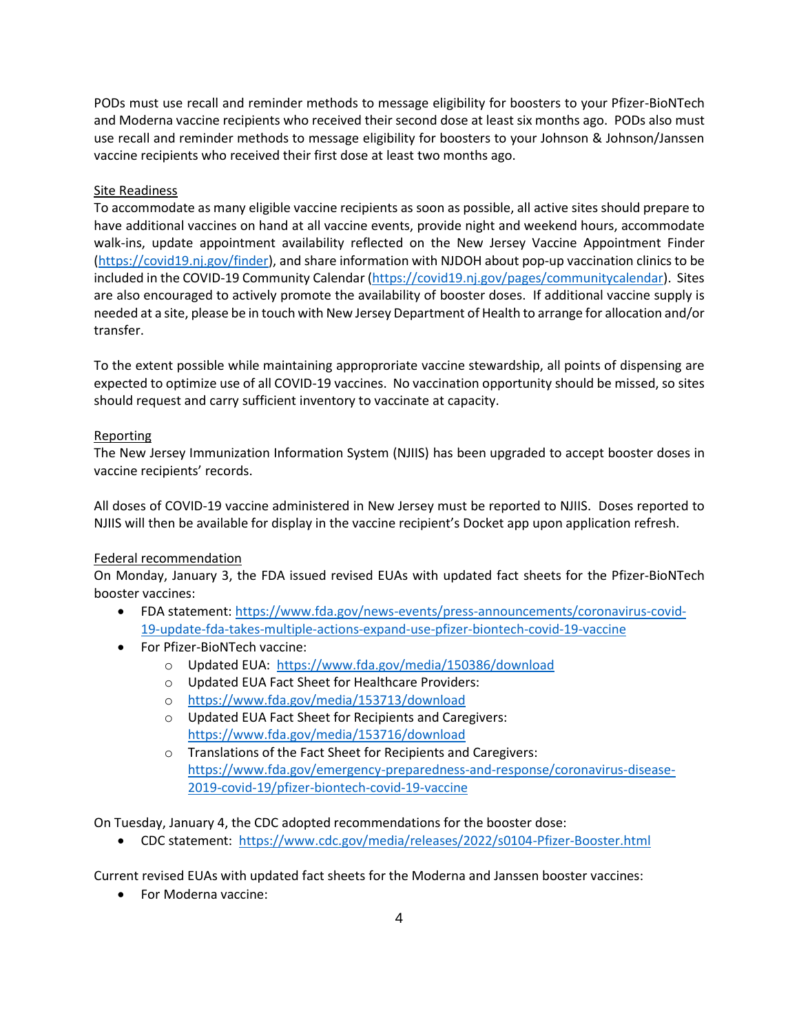PODs must use recall and reminder methods to message eligibility for boosters to your Pfizer-BioNTech and Moderna vaccine recipients who received their second dose at least six months ago. PODs also must use recall and reminder methods to message eligibility for boosters to your Johnson & Johnson/Janssen vaccine recipients who received their first dose at least two months ago.

Site Readiness

To accommodate as many eligible vaccine recipients as soon as possible, all active sites should prepare to have additional vaccines on hand at all vaccine events, provide night and weekend hours, accommodate walk-ins, update appointment availability reflected on the New Jersey Vaccine Appointment Finder (https://covid19.nj.gov/finder), and share information with NJDOH about pop-up vaccination clinics to be included in the COVID-19 Community Calendar (https://covid19.nj.gov/pages/communitycalendar). Sites are also encouraged to actively promote the availability of booster doses. If additional vaccine supply is needed at a site, please be in touch with New Jersey Department of Health to arrange for allocation and/or transfer.

To the extent possible while maintaining approproriate vaccine stewardship, all points of dispensing are expected to optimize use of all COVID-19 vaccines. No vaccination opportunity should be missed, so sites should request and carry sufficient inventory to vaccinate at capacity.

Reporting

The New Jersey Immunization Information System (NJIIS) has been upgraded to accept booster doses in vaccine recipients' records.

All doses of COVID-19 vaccine administered in New Jersey must be reported to NJIIS. Doses reported to NJIIS will then be available for display in the vaccine recipient's Docket app upon application refresh.

Federal recommendation

On Monday, January 3, the FDA issued revised EUAs with updated fact sheets for the Pfizer-BioNTech booster vaccines:

- FDA statement: https://www.fda.gov/news-events/press-announcements/coronavirus-covid-19-update-fda-takes-multiple-actions-expand-use-pfizer-biontech-covid-19-vaccine
- For Pfizer-BioNTech vaccine:
  - Updated EUA: https://www.fda.gov/media/150386/download
  - Updated EUA Fact Sheet for Healthcare Providers:
  - https://www.fda.gov/media/153713/download
  - Updated EUA Fact Sheet for Recipients and Caregivers: https://www.fda.gov/media/153716/download
  - Translations of the Fact Sheet for Recipients and Caregivers: https://www.fda.gov/emergency-preparedness-and-response/coronavirus-disease-2019-covid-19/pfizer-biontech-covid-19-vaccine

On Tuesday, January 4, the CDC adopted recommendations for the booster dose:

- CDC statement: https://www.cdc.gov/media/releases/2022/s0104-Pfizer-Booster.html

Current revised EUAs with updated fact sheets for the Moderna and Janssen booster vaccines:

- For Moderna vaccine: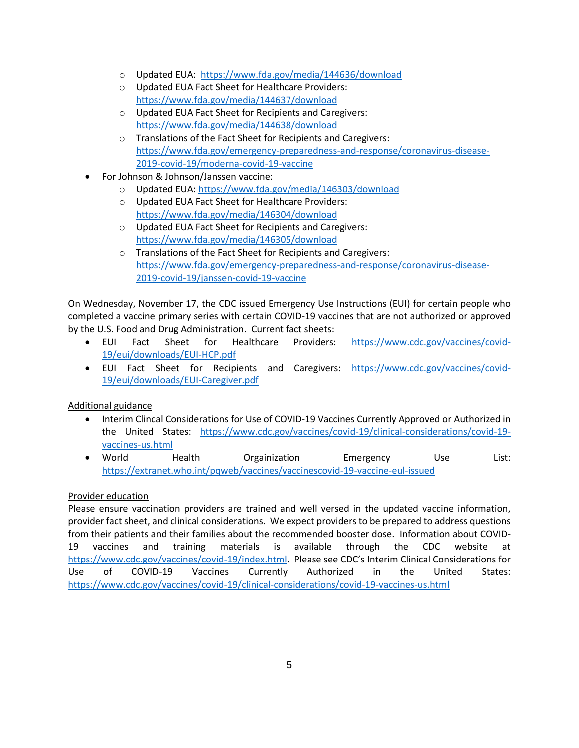- Updated EUA: https://www.fda.gov/media/144636/download
    - Updated EUA Fact Sheet for Healthcare Providers: https://www.fda.gov/media/144637/download
    - Updated EUA Fact Sheet for Recipients and Caregivers: https://www.fda.gov/media/144638/download
    - Translations of the Fact Sheet for Recipients and Caregivers: https://www.fda.gov/emergency-preparedness-and-response/coronavirus-disease-2019-covid-19/moderna-covid-19-vaccine
- For Johnson & Johnson/Janssen vaccine:
    - Updated EUA: https://www.fda.gov/media/146303/download
    - Updated EUA Fact Sheet for Healthcare Providers: https://www.fda.gov/media/146304/download
    - Updated EUA Fact Sheet for Recipients and Caregivers: https://www.fda.gov/media/146305/download
    - Translations of the Fact Sheet for Recipients and Caregivers: https://www.fda.gov/emergency-preparedness-and-response/coronavirus-disease-2019-covid-19/janssen-covid-19-vaccine

On Wednesday, November 17, the CDC issued Emergency Use Instructions (EUI) for certain people who completed a vaccine primary series with certain COVID-19 vaccines that are not authorized or approved by the U.S. Food and Drug Administration. Current fact sheets:

- EUI Fact Sheet for Healthcare Providers: https://www.cdc.gov/vaccines/covid-19/eui/downloads/EUI-HCP.pdf
- EUI Fact Sheet for Recipients and Caregivers: https://www.cdc.gov/vaccines/covid-19/eui/downloads/EUI-Caregiver.pdf

<u>Additional guidance</u>

- Interim Clincal Considerations for Use of COVID-19 Vaccines Currently Approved or Authorized in the United States: https://www.cdc.gov/vaccines/covid-19/clinical-considerations/covid-19-vaccines-us.html
- World Health Orgainization Emergency Use List: https://extranet.who.int/pqweb/vaccines/vaccinescovid-19-vaccine-eul-issued

<u>Provider education</u>

Please ensure vaccination providers are trained and well versed in the updated vaccine information, provider fact sheet, and clinical considerations. We expect providers to be prepared to address questions from their patients and their families about the recommended booster dose. Information about COVID-19 vaccines and training materials is available through the CDC website at https://www.cdc.gov/vaccines/covid-19/index.html. Please see CDC's Interim Clinical Considerations for Use of COVID-19 Vaccines Currently Authorized in the United States: https://www.cdc.gov/vaccines/covid-19/clinical-considerations/covid-19-vaccines-us.html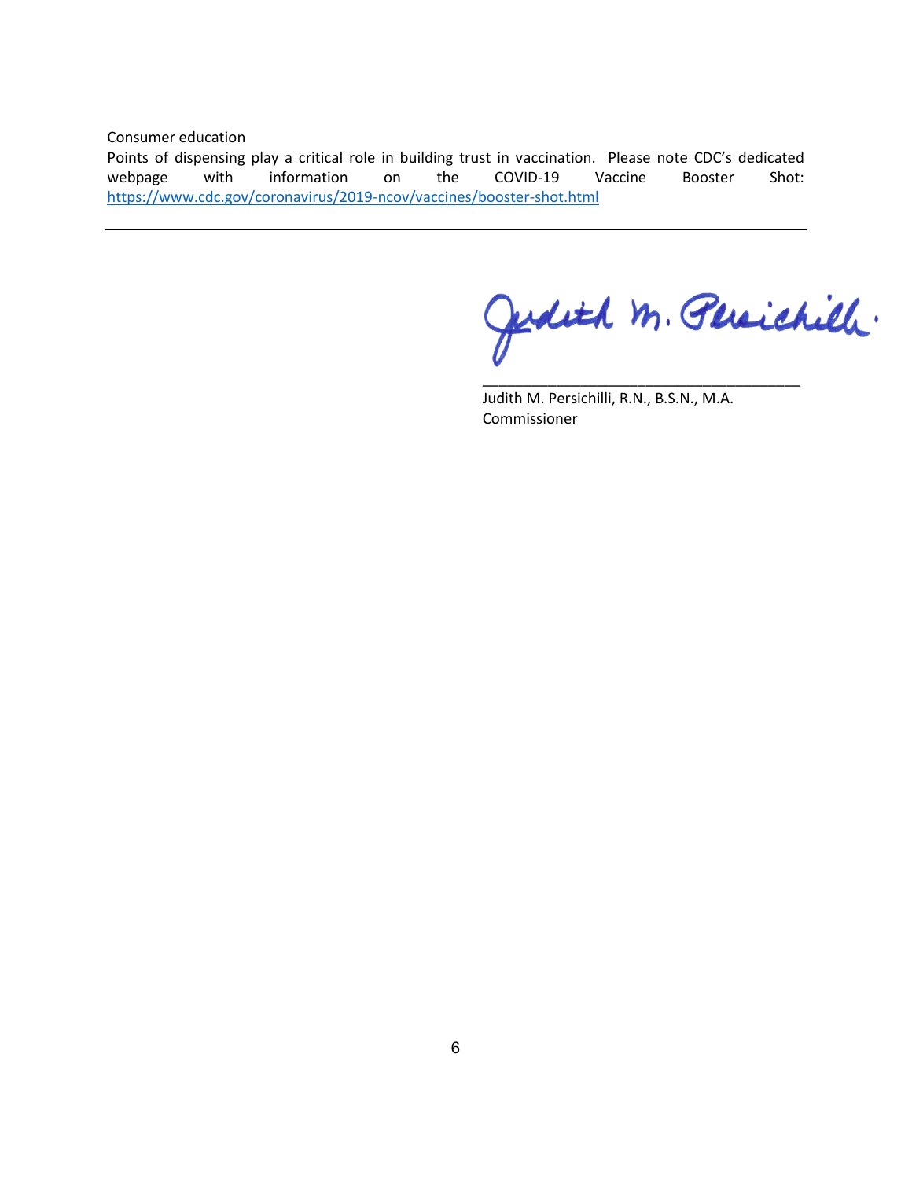Consumer education

Points of dispensing play a critical role in building trust in vaccination. Please note CDC's dedicated webpage with information on the COVID-19 Vaccine Booster Shot: https://www.cdc.gov/coronavirus/2019-ncov/vaccines/booster-shot.html

---

Judith M. Persichilli, R.N., B.S.N., M.A.
Commissioner